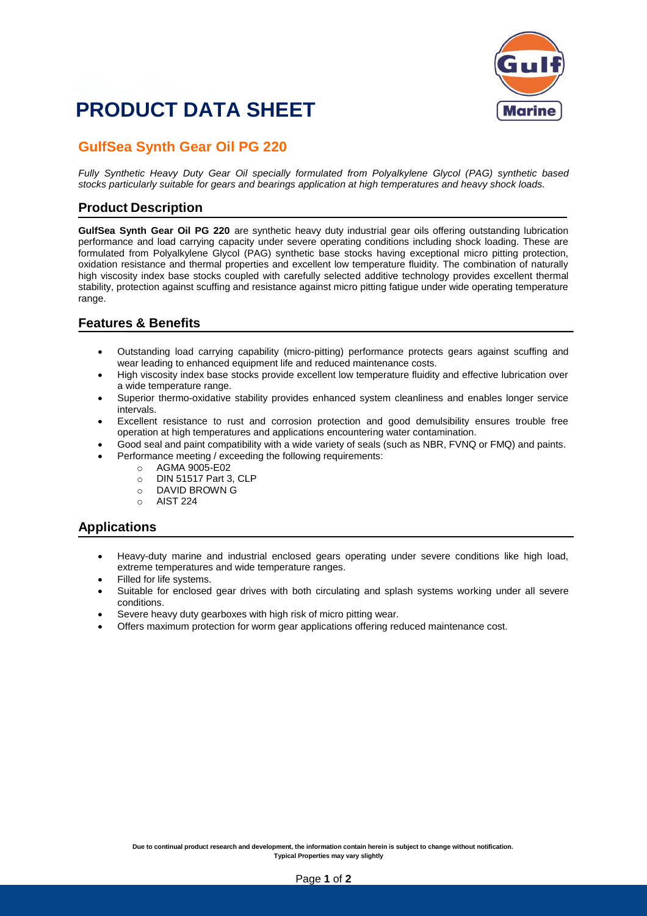# PRODUCT DATA SHEET

## GulfSea Synth Gear Oil PG 220

*Fully Synthetic Heavy Duty Gear Oil specially formulated from Polyalkylene Glycol (PAG) synthetic based stocks particularly suitable for gears and bearings application at high temperatures and heavy shock loads.*

## Product Description

**GulfSea Synth Gear Oil PG 220** are synthetic heavy duty industrial gear oils offering outstanding lubrication performance and load carrying capacity under severe operating conditions including shock loading. These are formulated from Polyalkylene Glycol (PAG) synthetic base stocks having exceptional micro pitting protection, oxidation resistance and thermal properties and excellent low temperature fluidity. The combination of naturally high viscosity index base stocks coupled with carefully selected additive technology provides excellent thermal stability, protection against scuffing and resistance against micro pitting fatigue under wide operating temperature range.

## Features & Benefits

- Outstanding load carrying capability (micro-pitting) performance protects gears against scuffing and wear leading to enhanced equipment life and reduced maintenance costs.
- High viscosity index base stocks provide excellent low temperature fluidity and effective lubrication over a wide temperature range.
- Superior thermo-oxidative stability provides enhanced system cleanliness and enables longer service intervals.
- Excellent resistance to rust and corrosion protection and good demulsibility ensures trouble free operation at high temperatures and applications encountering water contamination.
- Good seal and paint compatibility with a wide variety of seals (such as NBR, FVNQ or FMQ) and paints.
- Performance meeting / exceeding the following requirements:
  - AGMA 9005-E02
  - DIN 51517 Part 3, CLP
  - DAVID BROWN G
  - AIST 224

## Applications

- Heavy-duty marine and industrial enclosed gears operating under severe conditions like high load, extreme temperatures and wide temperature ranges.
- Filled for life systems.
- Suitable for enclosed gear drives with both circulating and splash systems working under all severe conditions.
- Severe heavy duty gearboxes with high risk of micro pitting wear.
- Offers maximum protection for worm gear applications offering reduced maintenance cost.

**Due to continual product research and development, the information contain herein is subject to change without notification.**
**Typical Properties may vary slightly**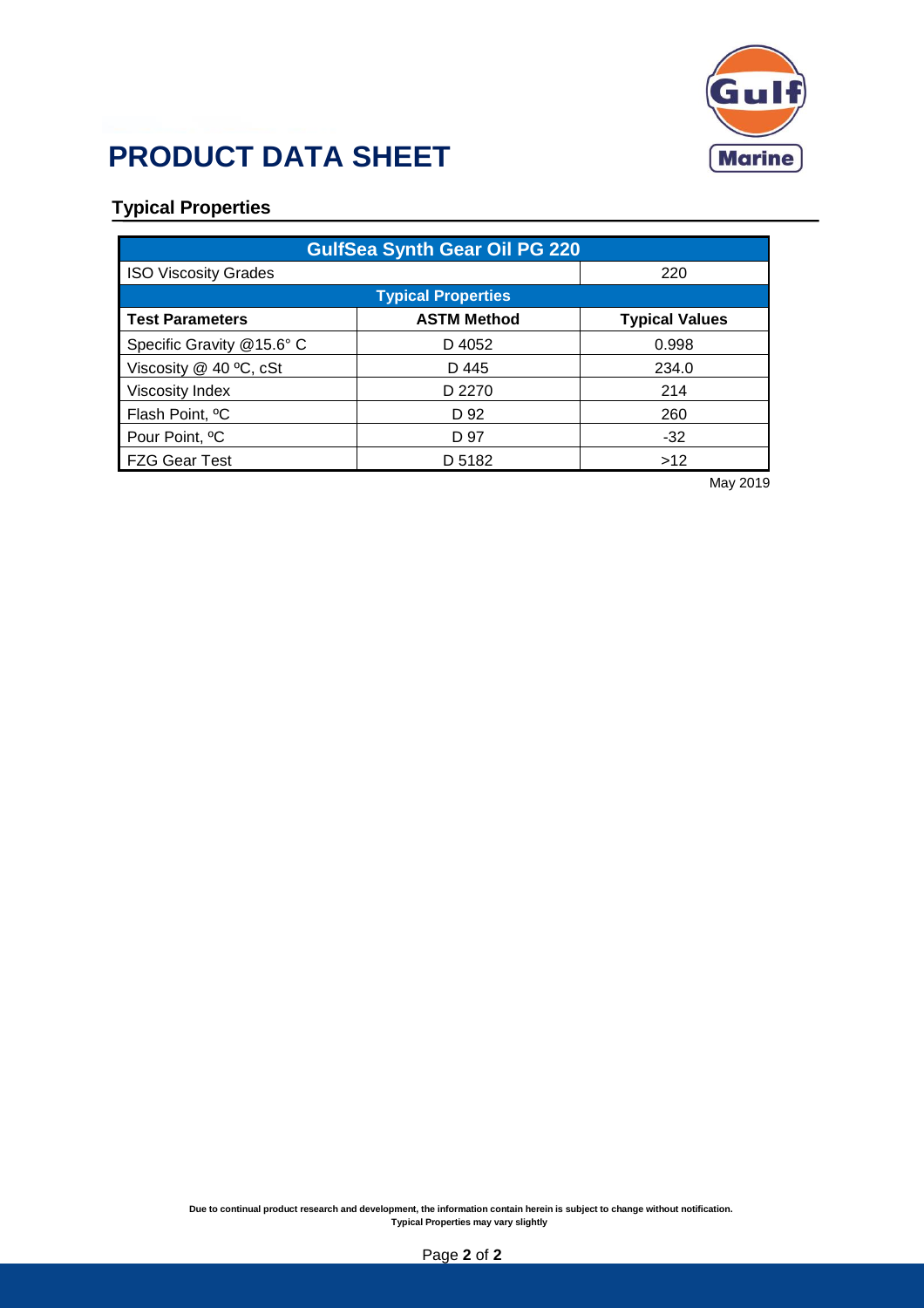# PRODUCT DATA SHEET

## Typical Properties

| GulfSea Synth Gear Oil PG 220 | | |
|---|---|---|
| ISO Viscosity Grades | | 220 |
| Typical Properties | | |
| **Test Parameters** | **ASTM Method** | **Typical Values** |
| Specific Gravity @15.6° C | D 4052 | 0.998 |
| Viscosity @ 40 ºC, cSt | D 445 | 234.0 |
| Viscosity Index | D 2270 | 214 |
| Flash Point, ºC | D 92 | 260 |
| Pour Point, ºC | D 97 | -32 |
| FZG Gear Test | D 5182 | >12 |

May 2019

**Due to continual product research and development, the information contain herein is subject to change without notification.**
**Typical Properties may vary slightly**